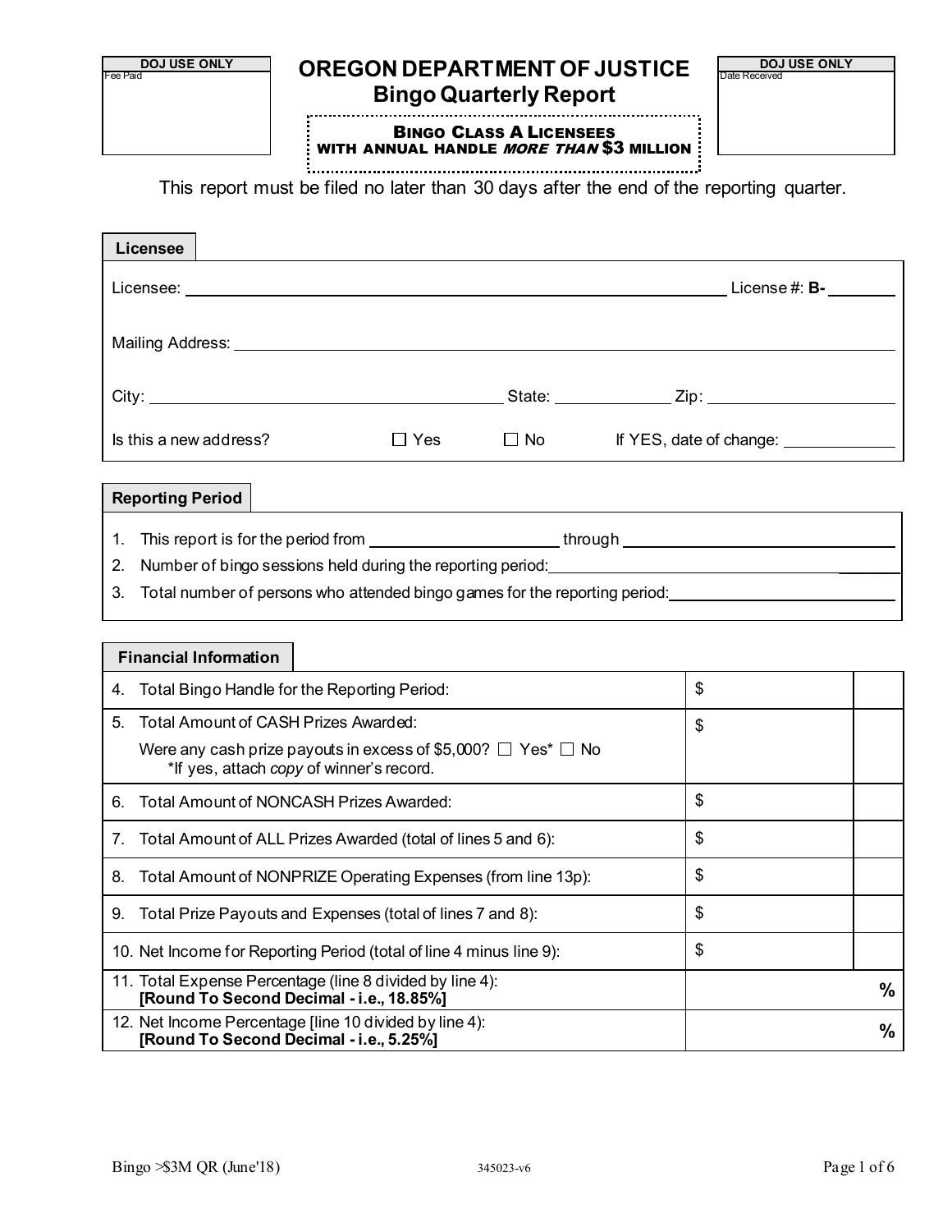| DOJ USE ONLY |
|---|
| Fee Paid |

# OREGON DEPARTMENT OF JUSTICE
## Bingo Quarterly Report

**BINGO CLASS A LICENSEES WITH ANNUAL HANDLE *MORE THAN* $3 MILLION**

| DOJ USE ONLY |
|---|
| Date Received |

This report must be filed no later than 30 days after the end of the reporting quarter.

### Licensee

Licensee: ______________________________ License #: **B-** ________

Mailing Address: ______________________________

City: ______________ State: ________ Zip: ________

Is this a new address? ☐ Yes ☐ No If YES, date of change: ________

### Reporting Period

1. This report is for the period from ______________ through ______________
2. Number of bingo sessions held during the reporting period: ________
3. Total number of persons who attended bingo games for the reporting period: ________

### Financial Information

| | | |
|---|---|---|
| 4. Total Bingo Handle for the Reporting Period: | $ | |
| 5. Total Amount of CASH Prizes Awarded:<br>Were any cash prize payouts in excess of $5,000? ☐ Yes* ☐ No<br>*If yes, attach *copy* of winner's record. | $ | |
| 6. Total Amount of NONCASH Prizes Awarded: | $ | |
| 7. Total Amount of ALL Prizes Awarded (total of lines 5 and 6): | $ | |
| 8. Total Amount of NONPRIZE Operating Expenses (from line 13p): | $ | |
| 9. Total Prize Payouts and Expenses (total of lines 7 and 8): | $ | |
| 10. Net Income for Reporting Period (total of line 4 minus line 9): | $ | |
| 11. Total Expense Percentage (line 8 divided by line 4):<br>**[Round To Second Decimal - i.e., 18.85%]** | % | |
| 12. Net Income Percentage [line 10 divided by line 4):<br>**[Round To Second Decimal - i.e., 5.25%]** | % | |

Bingo >$3M QR (June'18) 345023-v6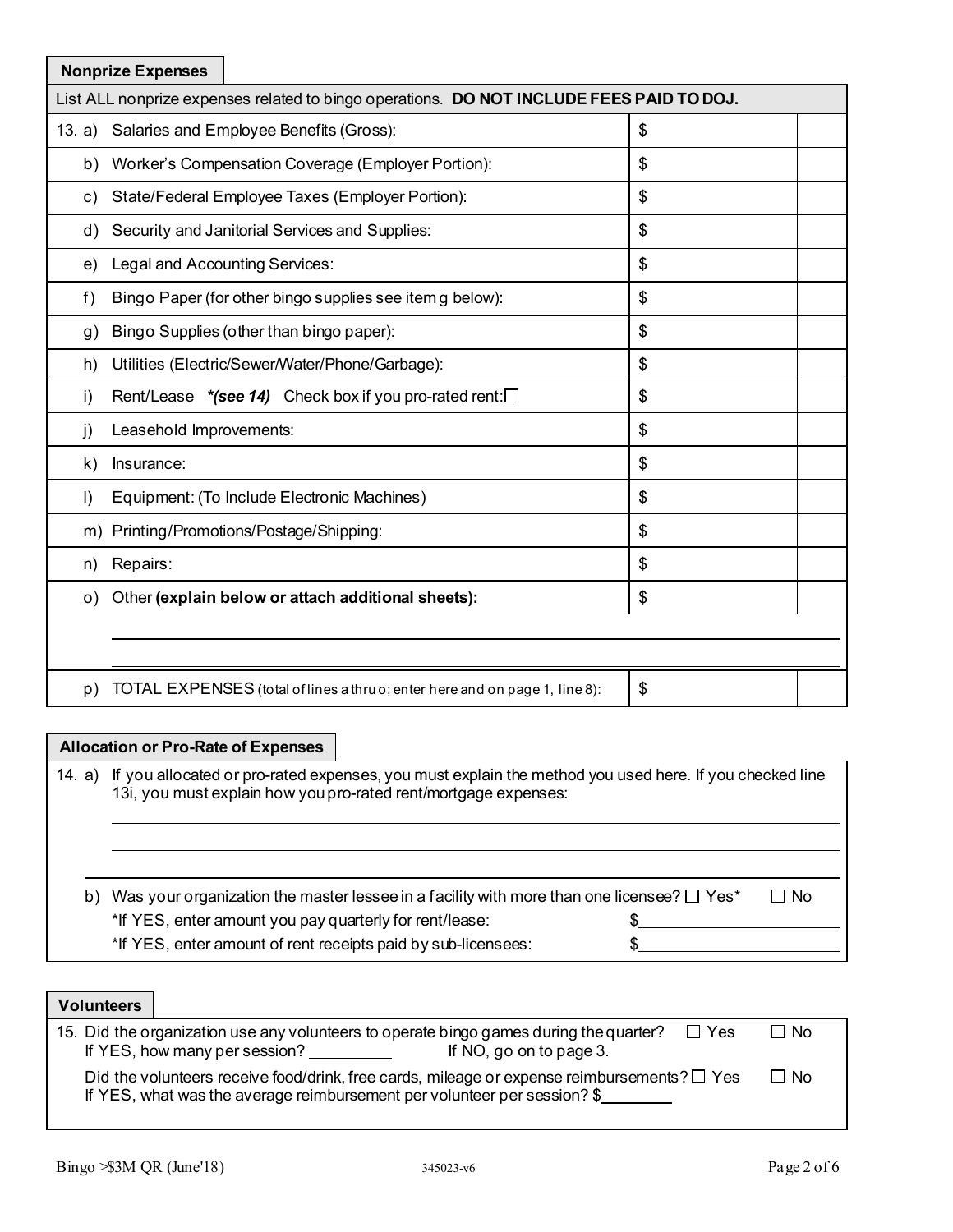## Nonprize Expenses

| List ALL nonprize expenses related to bingo operations. **DO NOT INCLUDE FEES PAID TO DOJ.** | | |
|---|---|---|
| 13. a) Salaries and Employee Benefits (Gross): | $ | |
| b) Worker's Compensation Coverage (Employer Portion): | $ | |
| c) State/Federal Employee Taxes (Employer Portion): | $ | |
| d) Security and Janitorial Services and Supplies: | $ | |
| e) Legal and Accounting Services: | $ | |
| f) Bingo Paper (for other bingo supplies see item g below): | $ | |
| g) Bingo Supplies (other than bingo paper): | $ | |
| h) Utilities (Electric/Sewer/Water/Phone/Garbage): | $ | |
| i) Rent/Lease ***(see 14)** Check box if you pro-rated rent: ☐ | $ | |
| j) Leasehold Improvements: | $ | |
| k) Insurance: | $ | |
| l) Equipment: (To Include Electronic Machines) | $ | |
| m) Printing/Promotions/Postage/Shipping: | $ | |
| n) Repairs: | $ | |
| o) Other **(explain below or attach additional sheets):** | $ | |
| p) TOTAL EXPENSES (total of lines a thru o; enter here and on page 1, line 8): | $ | |

## Allocation or Pro-Rate of Expenses

14. a) If you allocated or pro-rated expenses, you must explain the method you used here. If you checked line 13i, you must explain how you pro-rated rent/mortgage expenses:

\_\_\_\_\_\_\_\_\_\_\_\_\_\_\_\_\_\_\_\_\_\_\_\_\_\_\_\_\_\_\_\_\_\_\_\_\_\_\_\_\_\_\_\_\_\_\_\_

\_\_\_\_\_\_\_\_\_\_\_\_\_\_\_\_\_\_\_\_\_\_\_\_\_\_\_\_\_\_\_\_\_\_\_\_\_\_\_\_\_\_\_\_\_\_\_\_

b) Was your organization the master lessee in a facility with more than one licensee? ☐ Yes* ☐ No

*If YES, enter amount you pay quarterly for rent/lease: $\_\_\_\_\_\_\_\_\_\_\_\_\_\_\_\_

*If YES, enter amount of rent receipts paid by sub-licensees: $\_\_\_\_\_\_\_\_\_\_\_\_\_\_\_\_

## Volunteers

15. Did the organization use any volunteers to operate bingo games during the quarter? ☐ Yes ☐ No
If YES, how many per session? \_\_\_\_\_\_\_\_\_ If NO, go on to page 3.

Did the volunteers receive food/drink, free cards, mileage or expense reimbursements? ☐ Yes ☐ No
If YES, what was the average reimbursement per volunteer per session? $\_\_\_\_\_\_\_\_

Bingo >$3M QR (June'18) 345023-v6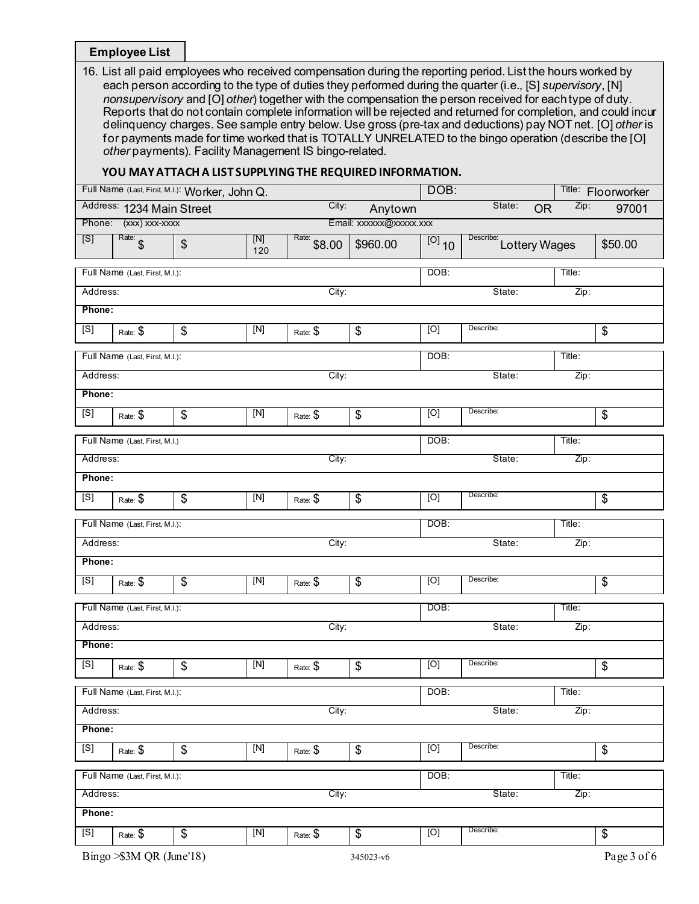## Employee List

16. List all paid employees who received compensation during the reporting period. List the hours worked by each person according to the type of duties they performed during the quarter (i.e., [S] *supervisory*, [N] *nonsupervisory* and [O] *other*) together with the compensation the person received for each type of duty. Reports that do not contain complete information will be rejected and returned for completion, and could incur delinquency charges. See sample entry below. Use gross (pre-tax and deductions) pay NOT net. [O] *other* is for payments made for time worked that is TOTALLY UNRELATED to the bingo operation (describe the [O] *other* payments). Facility Management IS bingo-related.

**YOU MAY ATTACH A LIST SUPPLYING THE REQUIRED INFORMATION.**

| Full Name (Last, First, M.I.): Worker, John Q. | | | | | | DOB: | | Title: Floorworker |
|---|---|---|---|---|---|---|---|---|
| Address: 1234 Main Street | | | | City: Anytown | | | State: OR | Zip: 97001 |
| Phone: (xxx) xxx-xxxx | | | | Email: xxxxxx@xxxxx.xxx | | | | |
| [S] | Rate: $ | $ | [N] 120 | Rate: $8.00 | $960.00 | [O] 10 | Describe: Lottery Wages | $50.00 |

| Full Name (Last, First, M.I.): | | | | | | DOB: | | Title: |
|---|---|---|---|---|---|---|---|---|
| Address: | | | | City: | | | State: | Zip: |
| Phone: | | | | | | | | |
| [S] | Rate: $ | $ | [N] | Rate: $ | $ | [O] | Describe: | $ |

| Full Name (Last, First, M.I.): | | | | | | DOB: | | Title: |
|---|---|---|---|---|---|---|---|---|
| Address: | | | | City: | | | State: | Zip: |
| Phone: | | | | | | | | |
| [S] | Rate: $ | $ | [N] | Rate: $ | $ | [O] | Describe: | $ |

| Full Name (Last, First, M.I.) | | | | | | DOB: | | Title: |
|---|---|---|---|---|---|---|---|---|
| Address: | | | | City: | | | State: | Zip: |
| Phone: | | | | | | | | |
| [S] | Rate: $ | $ | [N] | Rate: $ | $ | [O] | Describe: | $ |

| Full Name (Last, First, M.I.): | | | | | | DOB: | | Title: |
|---|---|---|---|---|---|---|---|---|
| Address: | | | | City: | | | State: | Zip: |
| Phone: | | | | | | | | |
| [S] | Rate: $ | $ | [N] | Rate: $ | $ | [O] | Describe: | $ |

| Full Name (Last, First, M.I.): | | | | | | DOB: | | Title: |
|---|---|---|---|---|---|---|---|---|
| Address: | | | | City: | | | State: | Zip: |
| Phone: | | | | | | | | |
| [S] | Rate: $ | $ | [N] | Rate: $ | $ | [O] | Describe: | $ |

| Full Name (Last, First, M.I.): | | | | | | DOB: | | Title: |
|---|---|---|---|---|---|---|---|---|
| Address: | | | | City: | | | State: | Zip: |
| Phone: | | | | | | | | |
| [S] | Rate: $ | $ | [N] | Rate: $ | $ | [O] | Describe: | $ |

| Full Name (Last, First, M.I.): | | | | | | DOB: | | Title: |
|---|---|---|---|---|---|---|---|---|
| Address: | | | | City: | | | State: | Zip: |
| Phone: | | | | | | | | |
| [S] | Rate: $ | $ | [N] | Rate: $ | $ | [O] | Describe: | $ |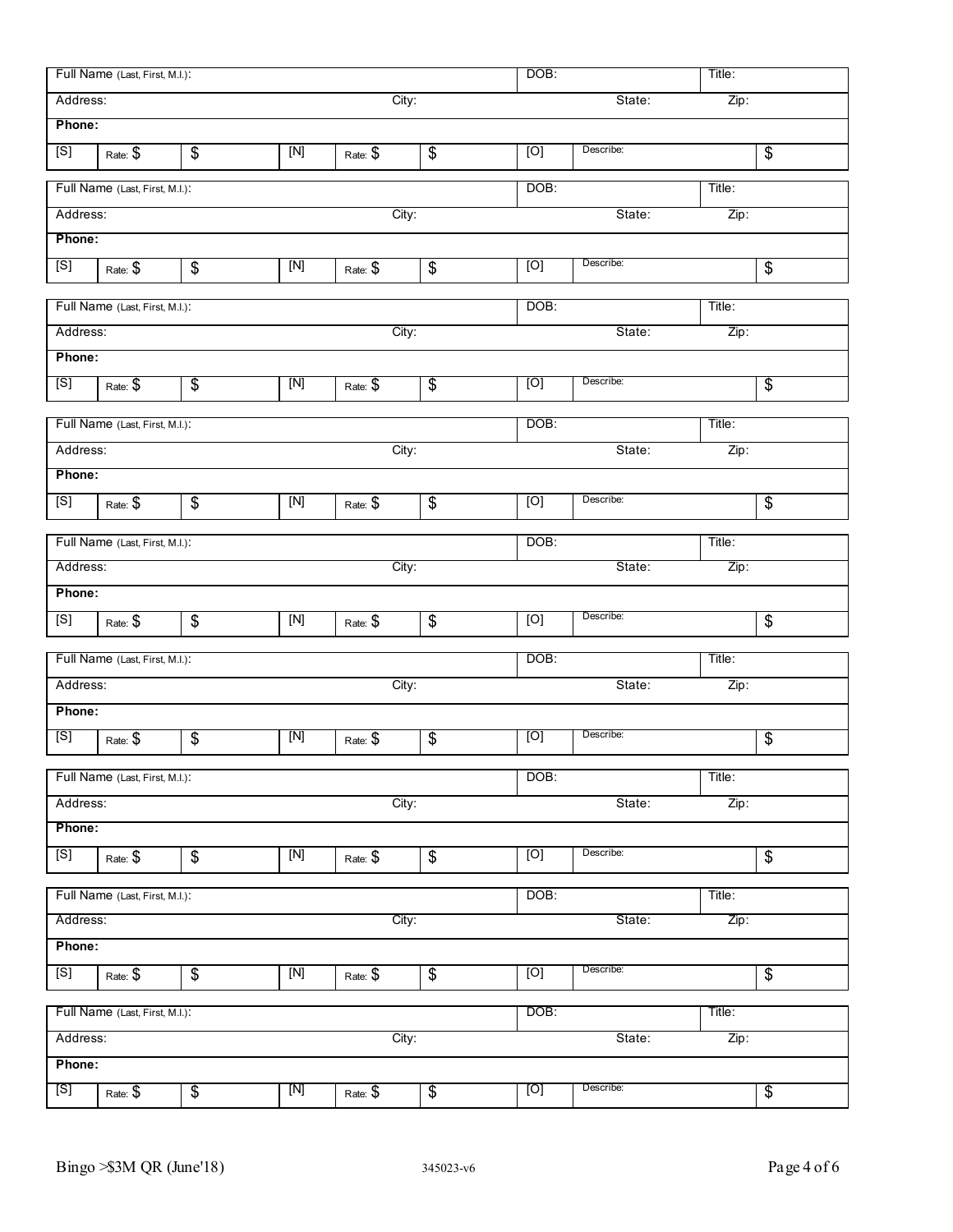| Full Name (Last, First, M.I.): | | | | | | DOB: | | Title: |
|---|---|---|---|---|---|---|---|---|
| Address: | | | City: | | | | State: | Zip: |
| **Phone:** | | | | | | | | |
| [S] | Rate: $ | $ | [N] | Rate: $ | $ | [O] | Describe: | $ |

| Full Name (Last, First, M.I.): | | | | | | DOB: | | Title: |
|---|---|---|---|---|---|---|---|---|
| Address: | | | City: | | | | State: | Zip: |
| **Phone:** | | | | | | | | |
| [S] | Rate: $ | $ | [N] | Rate: $ | $ | [O] | Describe: | $ |

| Full Name (Last, First, M.I.): | | | | | | DOB: | | Title: |
|---|---|---|---|---|---|---|---|---|
| Address: | | | City: | | | | State: | Zip: |
| **Phone:** | | | | | | | | |
| [S] | Rate: $ | $ | [N] | Rate: $ | $ | [O] | Describe: | $ |

| Full Name (Last, First, M.I.): | | | | | | DOB: | | Title: |
|---|---|---|---|---|---|---|---|---|
| Address: | | | City: | | | | State: | Zip: |
| **Phone:** | | | | | | | | |
| [S] | Rate: $ | $ | [N] | Rate: $ | $ | [O] | Describe: | $ |

| Full Name (Last, First, M.I.): | | | | | | DOB: | | Title: |
|---|---|---|---|---|---|---|---|---|
| Address: | | | City: | | | | State: | Zip: |
| **Phone:** | | | | | | | | |
| [S] | Rate: $ | $ | [N] | Rate: $ | $ | [O] | Describe: | $ |

| Full Name (Last, First, M.I.): | | | | | | DOB: | | Title: |
|---|---|---|---|---|---|---|---|---|
| Address: | | | City: | | | | State: | Zip: |
| **Phone:** | | | | | | | | |
| [S] | Rate: $ | $ | [N] | Rate: $ | $ | [O] | Describe: | $ |

| Full Name (Last, First, M.I.): | | | | | | DOB: | | Title: |
|---|---|---|---|---|---|---|---|---|
| Address: | | | City: | | | | State: | Zip: |
| **Phone:** | | | | | | | | |
| [S] | Rate: $ | $ | [N] | Rate: $ | $ | [O] | Describe: | $ |

| Full Name (Last, First, M.I.): | | | | | | DOB: | | Title: |
|---|---|---|---|---|---|---|---|---|
| Address: | | | City: | | | | State: | Zip: |
| **Phone:** | | | | | | | | |
| [S] | Rate: $ | $ | [N] | Rate: $ | $ | [O] | Describe: | $ |

| Full Name (Last, First, M.I.): | | | | | | DOB: | | Title: |
|---|---|---|---|---|---|---|---|---|
| Address: | | | City: | | | | State: | Zip: |
| **Phone:** | | | | | | | | |
| [S] | Rate: $ | $ | [N] | Rate: $ | $ | [O] | Describe: | $ |

Bingo >$3M QR (June'18) 345023-v6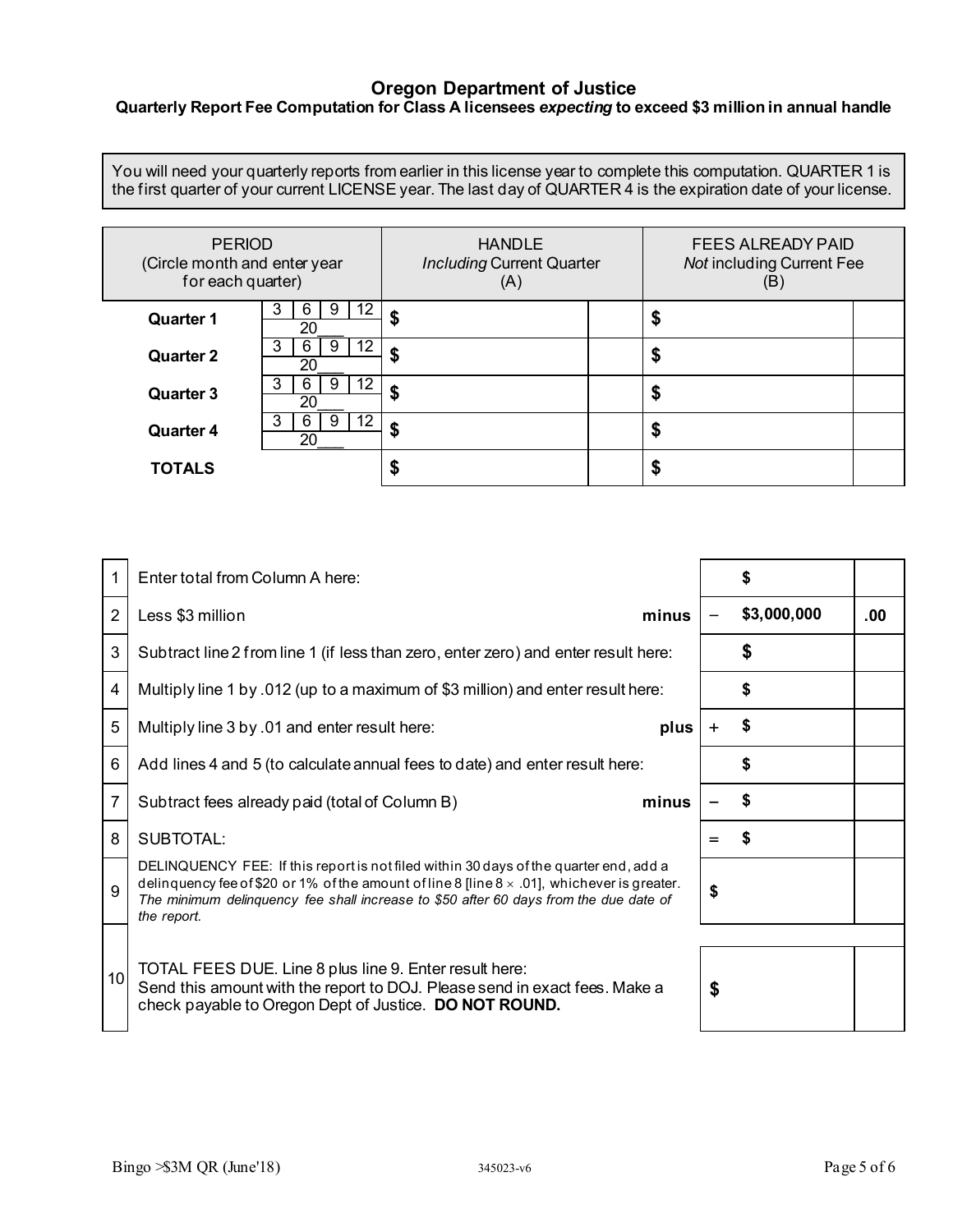# Oregon Department of Justice

## Quarterly Report Fee Computation for Class A licensees *expecting* to exceed $3 million in annual handle

You will need your quarterly reports from earlier in this license year to complete this computation. QUARTER 1 is the first quarter of your current LICENSE year. The last day of QUARTER 4 is the expiration date of your license.

| PERIOD (Circle month and enter year for each quarter) | | HANDLE *Including* Current Quarter (A) | | FEES ALREADY PAID *Not* including Current Fee (B) | |
|---|---|---|---|---|---|
| **Quarter 1** | 3 \| 6 \| 9 \| 12<br>20___ | $ | | $ | |
| **Quarter 2** | 3 \| 6 \| 9 \| 12<br>20___ | $ | | $ | |
| **Quarter 3** | 3 \| 6 \| 9 \| 12<br>20___ | $ | | $ | |
| **Quarter 4** | 3 \| 6 \| 9 \| 12<br>20___ | $ | | $ | |
| **TOTALS** | | $ | | $ | |

| # | Description | | | Amount | |
|---|---|---|---|---|---|
| 1 | Enter total from Column A here: | | | $ | |
| 2 | Less $3 million | **minus** | – | $3,000,000 | .00 |
| 3 | Subtract line 2 from line 1 (if less than zero, enter zero) and enter result here: | | | $ | |
| 4 | Multiply line 1 by .012 (up to a maximum of $3 million) and enter result here: | | | $ | |
| 5 | Multiply line 3 by .01 and enter result here: | **plus** | + | $ | |
| 6 | Add lines 4 and 5 (to calculate annual fees to date) and enter result here: | | | $ | |
| 7 | Subtract fees already paid (total of Column B) | **minus** | – | $ | |
| 8 | SUBTOTAL: | | = | $ | |
| 9 | DELINQUENCY FEE: If this report is not filed within 30 days of the quarter end, add a delinquency fee of $20 or 1% of the amount of line 8 [line 8 × .01], whichever is greater. *The minimum delinquency fee shall increase to $50 after 60 days from the due date of the report.* | | | $ | |
| 10 | TOTAL FEES DUE. Line 8 plus line 9. Enter result here:<br>Send this amount with the report to DOJ. Please send in exact fees. Make a check payable to Oregon Dept of Justice. **DO NOT ROUND.** | | | $ | |

Bingo >$3M QR (June'18) 345023-v6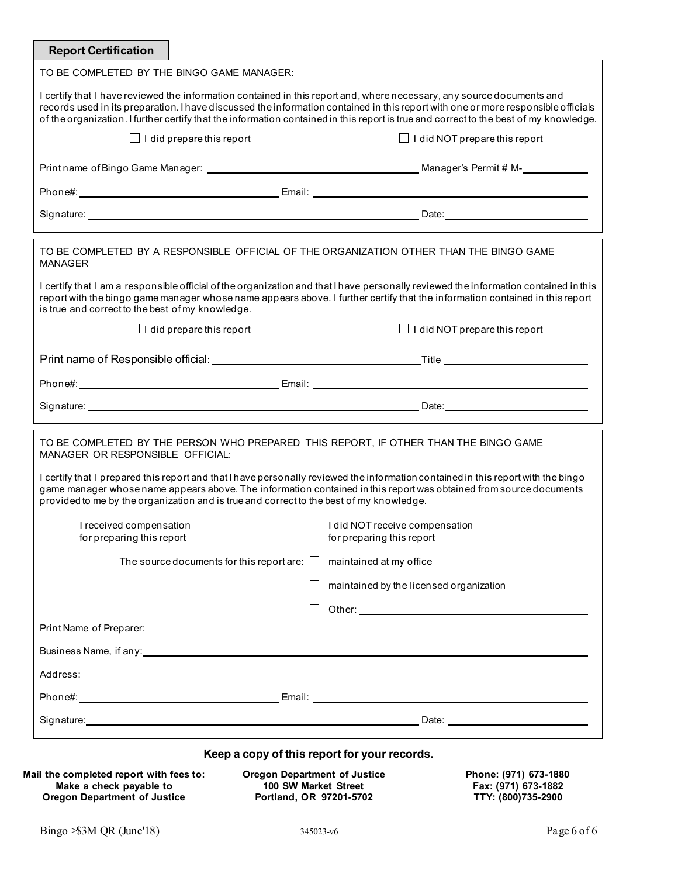## Report Certification

TO BE COMPLETED BY THE BINGO GAME MANAGER:

I certify that I have reviewed the information contained in this report and, where necessary, any source documents and records used in its preparation. I have discussed the information contained in this report with one or more responsible officials of the organization. I further certify that the information contained in this report is true and correct to the best of my knowledge.

☐ I did prepare this report ☐ I did NOT prepare this report

Print name of Bingo Game Manager: ______________________ Manager's Permit # M-__________

Phone#: ______________________ Email: ______________________

Signature: ______________________ Date: ______________________

---

TO BE COMPLETED BY A RESPONSIBLE OFFICIAL OF THE ORGANIZATION OTHER THAN THE BINGO GAME MANAGER

I certify that I am a responsible official of the organization and that I have personally reviewed the information contained in this report with the bingo game manager whose name appears above. I further certify that the information contained in this report is true and correct to the best of my knowledge.

☐ I did prepare this report ☐ I did NOT prepare this report

Print name of Responsible official: ______________________ Title ______________________

Phone#: ______________________ Email: ______________________

Signature: ______________________ Date: ______________________

---

TO BE COMPLETED BY THE PERSON WHO PREPARED THIS REPORT, IF OTHER THAN THE BINGO GAME MANAGER OR RESPONSIBLE OFFICIAL:

I certify that I prepared this report and that I have personally reviewed the information contained in this report with the bingo game manager whose name appears above. The information contained in this report was obtained from source documents provided to me by the organization and is true and correct to the best of my knowledge.

☐ I received compensation for preparing this report ☐ I did NOT receive compensation for preparing this report

The source documents for this report are:
- ☐ maintained at my office
- ☐ maintained by the licensed organization
- ☐ Other: ______________________

Print Name of Preparer: ______________________

Business Name, if any: ______________________

Address: ______________________

Phone#: ______________________ Email: ______________________

Signature: ______________________ Date: ______________________

**Keep a copy of this report for your records.**

**Mail the completed report with fees to:**
**Make a check payable to**
**Oregon Department of Justice**

**Oregon Department of Justice**
**100 SW Market Street**
**Portland, OR 97201-5702**

**Phone: (971) 673-1880**
**Fax: (971) 673-1882**
**TTY: (800)735-2900**

Bingo >$3M QR (June'18) 345023-v6